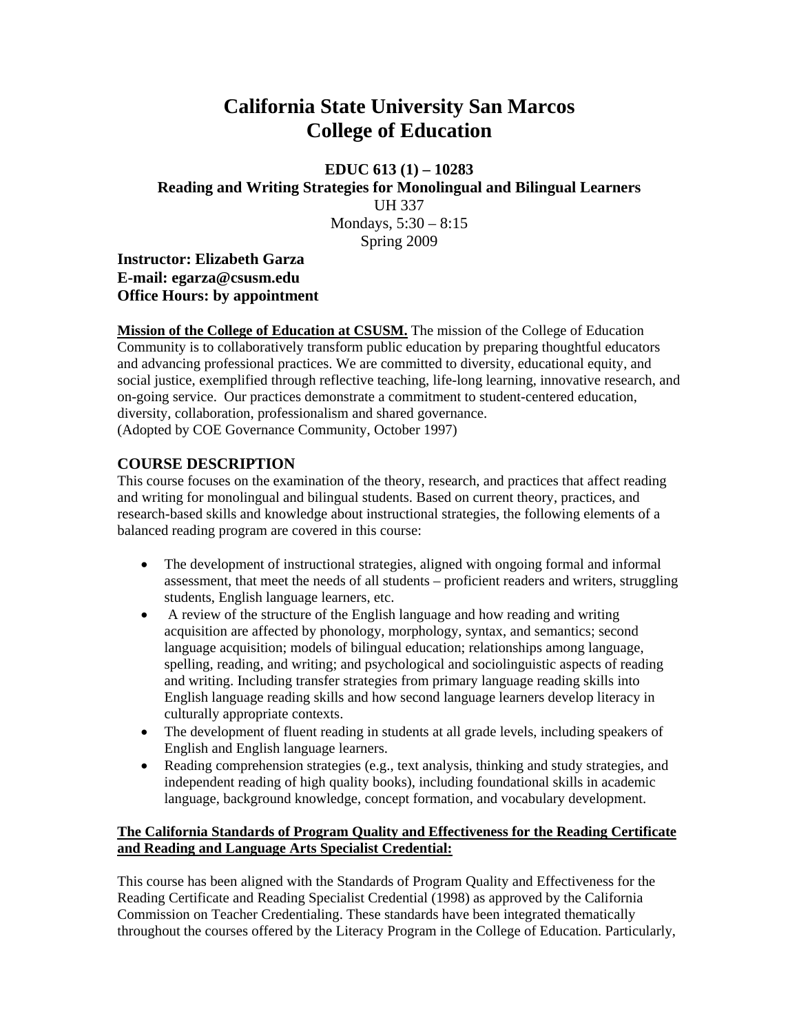# California State University San Marcos
# College of Education

**EDUC 613 (1) – 10283**
**Reading and Writing Strategies for Monolingual and Bilingual Learners**
UH 337
Mondays, 5:30 – 8:15
Spring 2009

**Instructor: Elizabeth Garza**
**E-mail: egarza@csusm.edu**
**Office Hours: by appointment**

**Mission of the College of Education at CSUSM.** The mission of the College of Education Community is to collaboratively transform public education by preparing thoughtful educators and advancing professional practices. We are committed to diversity, educational equity, and social justice, exemplified through reflective teaching, life-long learning, innovative research, and on-going service. Our practices demonstrate a commitment to student-centered education, diversity, collaboration, professionalism and shared governance.
(Adopted by COE Governance Community, October 1997)

## COURSE DESCRIPTION

This course focuses on the examination of the theory, research, and practices that affect reading and writing for monolingual and bilingual students. Based on current theory, practices, and research-based skills and knowledge about instructional strategies, the following elements of a balanced reading program are covered in this course:

- The development of instructional strategies, aligned with ongoing formal and informal assessment, that meet the needs of all students – proficient readers and writers, struggling students, English language learners, etc.
- A review of the structure of the English language and how reading and writing acquisition are affected by phonology, morphology, syntax, and semantics; second language acquisition; models of bilingual education; relationships among language, spelling, reading, and writing; and psychological and sociolinguistic aspects of reading and writing. Including transfer strategies from primary language reading skills into English language reading skills and how second language learners develop literacy in culturally appropriate contexts.
- The development of fluent reading in students at all grade levels, including speakers of English and English language learners.
- Reading comprehension strategies (e.g., text analysis, thinking and study strategies, and independent reading of high quality books), including foundational skills in academic language, background knowledge, concept formation, and vocabulary development.

**The California Standards of Program Quality and Effectiveness for the Reading Certificate and Reading and Language Arts Specialist Credential:**

This course has been aligned with the Standards of Program Quality and Effectiveness for the Reading Certificate and Reading Specialist Credential (1998) as approved by the California Commission on Teacher Credentialing. These standards have been integrated thematically throughout the courses offered by the Literacy Program in the College of Education. Particularly,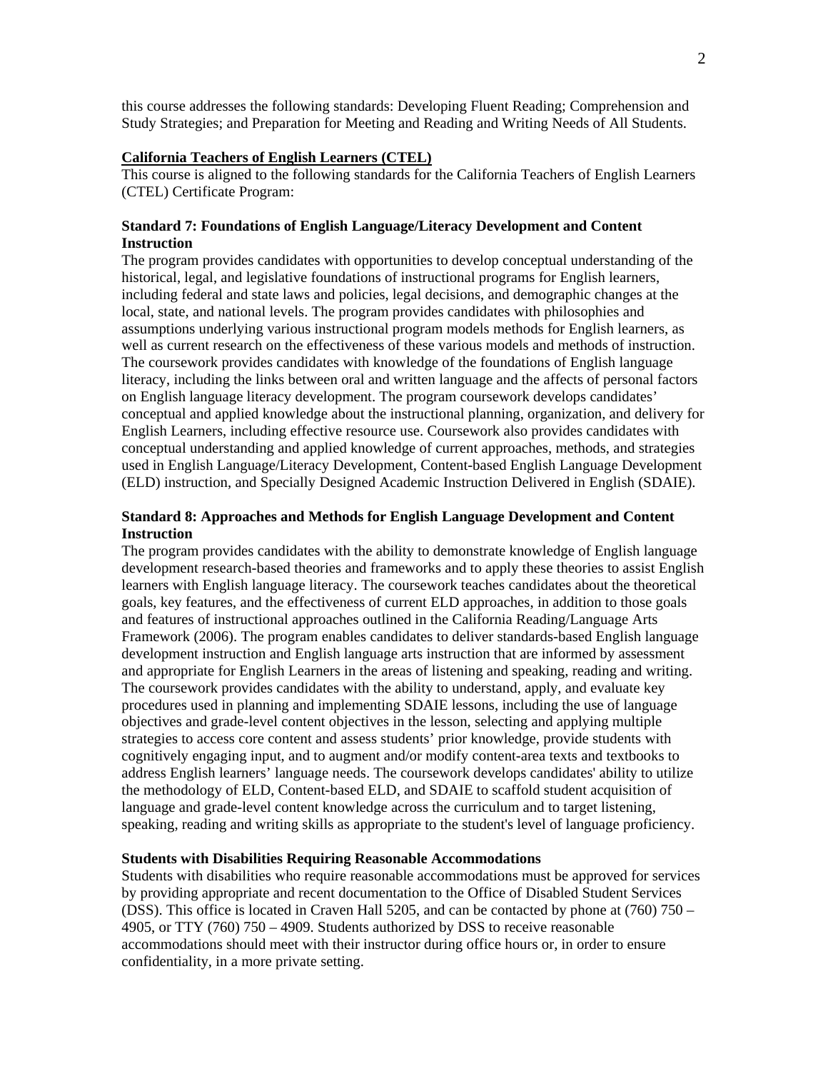this course addresses the following standards: Developing Fluent Reading; Comprehension and Study Strategies; and Preparation for Meeting and Reading and Writing Needs of All Students.

## California Teachers of English Learners (CTEL)

This course is aligned to the following standards for the California Teachers of English Learners (CTEL) Certificate Program:

### Standard 7: Foundations of English Language/Literacy Development and Content Instruction

The program provides candidates with opportunities to develop conceptual understanding of the historical, legal, and legislative foundations of instructional programs for English learners, including federal and state laws and policies, legal decisions, and demographic changes at the local, state, and national levels. The program provides candidates with philosophies and assumptions underlying various instructional program models methods for English learners, as well as current research on the effectiveness of these various models and methods of instruction. The coursework provides candidates with knowledge of the foundations of English language literacy, including the links between oral and written language and the affects of personal factors on English language literacy development. The program coursework develops candidates' conceptual and applied knowledge about the instructional planning, organization, and delivery for English Learners, including effective resource use. Coursework also provides candidates with conceptual understanding and applied knowledge of current approaches, methods, and strategies used in English Language/Literacy Development, Content-based English Language Development (ELD) instruction, and Specially Designed Academic Instruction Delivered in English (SDAIE).

### Standard 8: Approaches and Methods for English Language Development and Content Instruction

The program provides candidates with the ability to demonstrate knowledge of English language development research-based theories and frameworks and to apply these theories to assist English learners with English language literacy. The coursework teaches candidates about the theoretical goals, key features, and the effectiveness of current ELD approaches, in addition to those goals and features of instructional approaches outlined in the California Reading/Language Arts Framework (2006). The program enables candidates to deliver standards-based English language development instruction and English language arts instruction that are informed by assessment and appropriate for English Learners in the areas of listening and speaking, reading and writing. The coursework provides candidates with the ability to understand, apply, and evaluate key procedures used in planning and implementing SDAIE lessons, including the use of language objectives and grade-level content objectives in the lesson, selecting and applying multiple strategies to access core content and assess students' prior knowledge, provide students with cognitively engaging input, and to augment and/or modify content-area texts and textbooks to address English learners' language needs. The coursework develops candidates' ability to utilize the methodology of ELD, Content-based ELD, and SDAIE to scaffold student acquisition of language and grade-level content knowledge across the curriculum and to target listening, speaking, reading and writing skills as appropriate to the student's level of language proficiency.

### Students with Disabilities Requiring Reasonable Accommodations

Students with disabilities who require reasonable accommodations must be approved for services by providing appropriate and recent documentation to the Office of Disabled Student Services (DSS). This office is located in Craven Hall 5205, and can be contacted by phone at (760) 750 – 4905, or TTY (760) 750 – 4909. Students authorized by DSS to receive reasonable accommodations should meet with their instructor during office hours or, in order to ensure confidentiality, in a more private setting.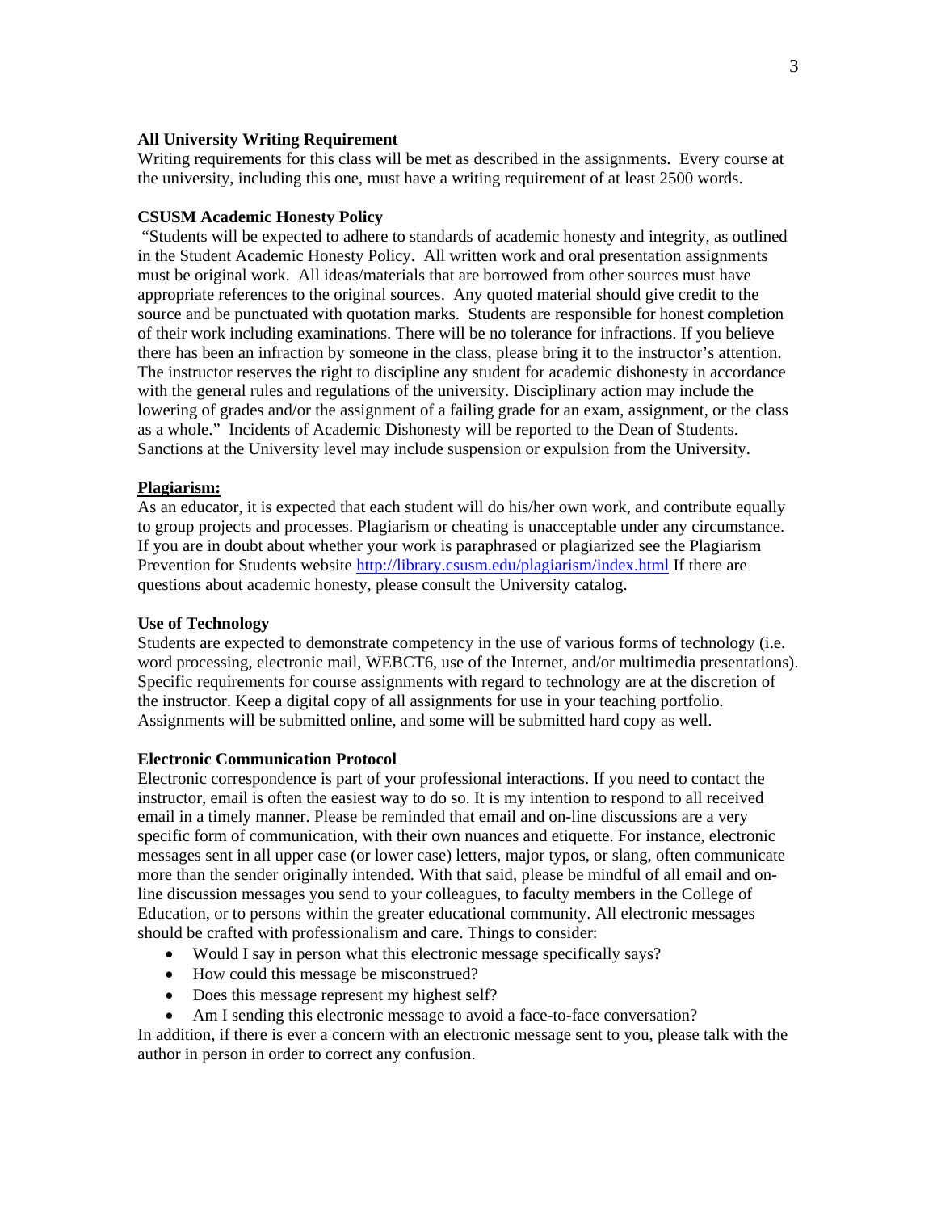**All University Writing Requirement**

Writing requirements for this class will be met as described in the assignments. Every course at the university, including this one, must have a writing requirement of at least 2500 words.

**CSUSM Academic Honesty Policy**

"Students will be expected to adhere to standards of academic honesty and integrity, as outlined in the Student Academic Honesty Policy. All written work and oral presentation assignments must be original work. All ideas/materials that are borrowed from other sources must have appropriate references to the original sources. Any quoted material should give credit to the source and be punctuated with quotation marks. Students are responsible for honest completion of their work including examinations. There will be no tolerance for infractions. If you believe there has been an infraction by someone in the class, please bring it to the instructor's attention. The instructor reserves the right to discipline any student for academic dishonesty in accordance with the general rules and regulations of the university. Disciplinary action may include the lowering of grades and/or the assignment of a failing grade for an exam, assignment, or the class as a whole." Incidents of Academic Dishonesty will be reported to the Dean of Students. Sanctions at the University level may include suspension or expulsion from the University.

**Plagiarism:**

As an educator, it is expected that each student will do his/her own work, and contribute equally to group projects and processes. Plagiarism or cheating is unacceptable under any circumstance. If you are in doubt about whether your work is paraphrased or plagiarized see the Plagiarism Prevention for Students website http://library.csusm.edu/plagiarism/index.html If there are questions about academic honesty, please consult the University catalog.

**Use of Technology**

Students are expected to demonstrate competency in the use of various forms of technology (i.e. word processing, electronic mail, WEBCT6, use of the Internet, and/or multimedia presentations). Specific requirements for course assignments with regard to technology are at the discretion of the instructor. Keep a digital copy of all assignments for use in your teaching portfolio. Assignments will be submitted online, and some will be submitted hard copy as well.

**Electronic Communication Protocol**

Electronic correspondence is part of your professional interactions. If you need to contact the instructor, email is often the easiest way to do so. It is my intention to respond to all received email in a timely manner. Please be reminded that email and on-line discussions are a very specific form of communication, with their own nuances and etiquette. For instance, electronic messages sent in all upper case (or lower case) letters, major typos, or slang, often communicate more than the sender originally intended. With that said, please be mindful of all email and on-line discussion messages you send to your colleagues, to faculty members in the College of Education, or to persons within the greater educational community. All electronic messages should be crafted with professionalism and care. Things to consider:

- Would I say in person what this electronic message specifically says?
- How could this message be misconstrued?
- Does this message represent my highest self?
- Am I sending this electronic message to avoid a face-to-face conversation?

In addition, if there is ever a concern with an electronic message sent to you, please talk with the author in person in order to correct any confusion.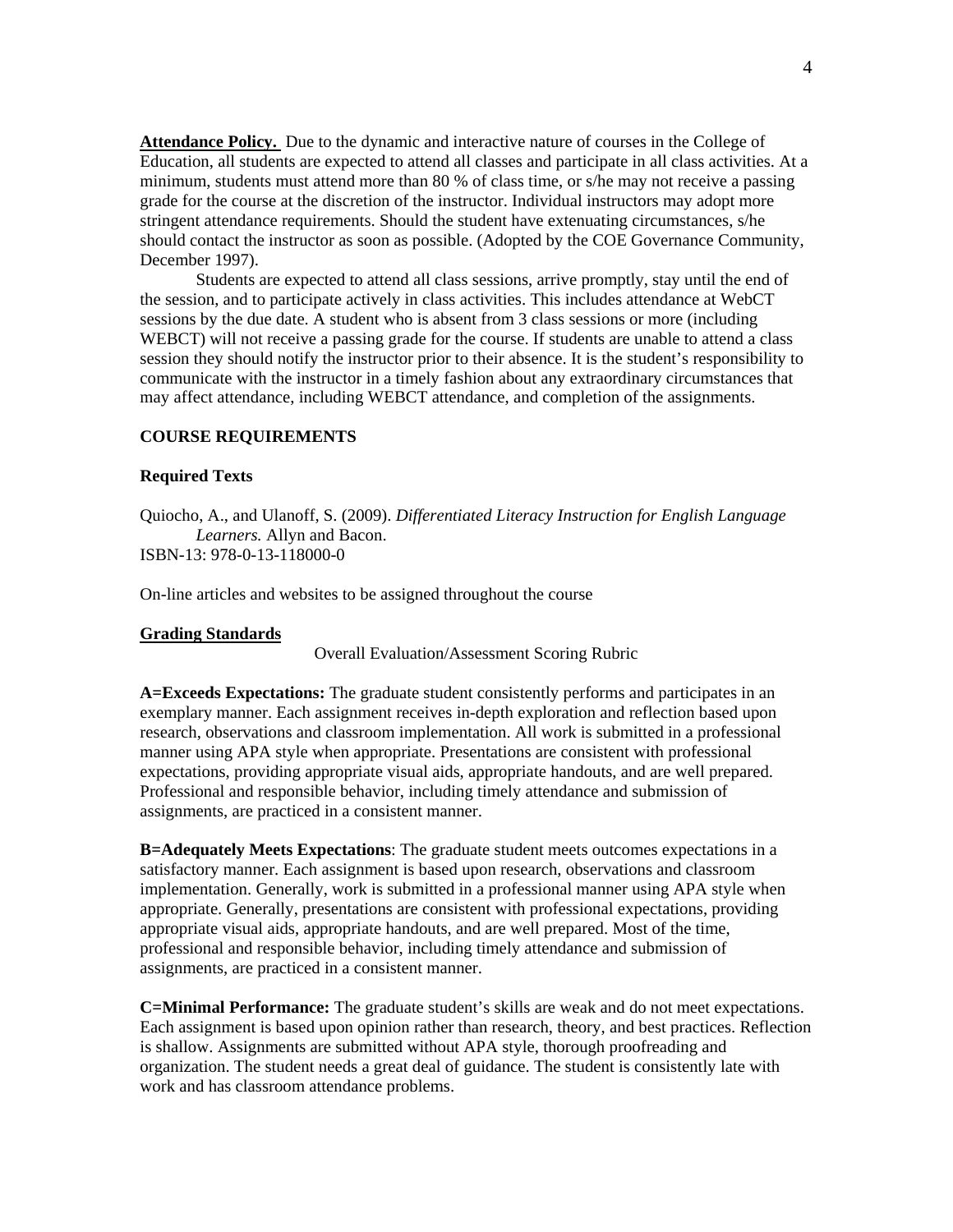**Attendance Policy.** Due to the dynamic and interactive nature of courses in the College of Education, all students are expected to attend all classes and participate in all class activities. At a minimum, students must attend more than 80 % of class time, or s/he may not receive a passing grade for the course at the discretion of the instructor. Individual instructors may adopt more stringent attendance requirements. Should the student have extenuating circumstances, s/he should contact the instructor as soon as possible. (Adopted by the COE Governance Community, December 1997).

Students are expected to attend all class sessions, arrive promptly, stay until the end of the session, and to participate actively in class activities. This includes attendance at WebCT sessions by the due date. A student who is absent from 3 class sessions or more (including WEBCT) will not receive a passing grade for the course. If students are unable to attend a class session they should notify the instructor prior to their absence. It is the student's responsibility to communicate with the instructor in a timely fashion about any extraordinary circumstances that may affect attendance, including WEBCT attendance, and completion of the assignments.

## COURSE REQUIREMENTS

### Required Texts

Quiocho, A., and Ulanoff, S. (2009). *Differentiated Literacy Instruction for English Language Learners.* Allyn and Bacon.
ISBN-13: 978-0-13-118000-0

On-line articles and websites to be assigned throughout the course

### Grading Standards

Overall Evaluation/Assessment Scoring Rubric

**A=Exceeds Expectations:** The graduate student consistently performs and participates in an exemplary manner. Each assignment receives in-depth exploration and reflection based upon research, observations and classroom implementation. All work is submitted in a professional manner using APA style when appropriate. Presentations are consistent with professional expectations, providing appropriate visual aids, appropriate handouts, and are well prepared. Professional and responsible behavior, including timely attendance and submission of assignments, are practiced in a consistent manner.

**B=Adequately Meets Expectations**: The graduate student meets outcomes expectations in a satisfactory manner. Each assignment is based upon research, observations and classroom implementation. Generally, work is submitted in a professional manner using APA style when appropriate. Generally, presentations are consistent with professional expectations, providing appropriate visual aids, appropriate handouts, and are well prepared. Most of the time, professional and responsible behavior, including timely attendance and submission of assignments, are practiced in a consistent manner.

**C=Minimal Performance:** The graduate student's skills are weak and do not meet expectations. Each assignment is based upon opinion rather than research, theory, and best practices. Reflection is shallow. Assignments are submitted without APA style, thorough proofreading and organization. The student needs a great deal of guidance. The student is consistently late with work and has classroom attendance problems.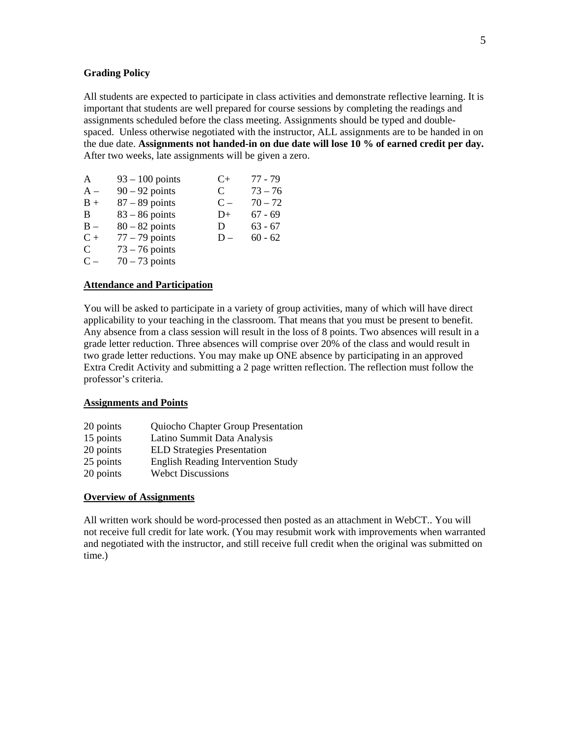**Grading Policy**

All students are expected to participate in class activities and demonstrate reflective learning. It is important that students are well prepared for course sessions by completing the readings and assignments scheduled before the class meeting. Assignments should be typed and double-spaced. Unless otherwise negotiated with the instructor, ALL assignments are to be handed in on the due date. **Assignments not handed-in on due date will lose 10 % of earned credit per day.** After two weeks, late assignments will be given a zero.

| | | | |
|---|---|---|---|
| A | 93 – 100 points | C+ | 77 - 79 |
| A – | 90 – 92 points | C | 73 – 76 |
| B + | 87 – 89 points | C – | 70 – 72 |
| B | 83 – 86 points | D+ | 67 - 69 |
| B – | 80 – 82 points | D | 63 - 67 |
| C + | 77 – 79 points | D – | 60 - 62 |
| C | 73 – 76 points | | |
| C – | 70 – 73 points | | |

**Attendance and Participation**

You will be asked to participate in a variety of group activities, many of which will have direct applicability to your teaching in the classroom. That means that you must be present to benefit. Any absence from a class session will result in the loss of 8 points. Two absences will result in a grade letter reduction. Three absences will comprise over 20% of the class and would result in two grade letter reductions. You may make up ONE absence by participating in an approved Extra Credit Activity and submitting a 2 page written reflection. The reflection must follow the professor's criteria.

**Assignments and Points**

| | |
|---|---|
| 20 points | Quiocho Chapter Group Presentation |
| 15 points | Latino Summit Data Analysis |
| 20 points | ELD Strategies Presentation |
| 25 points | English Reading Intervention Study |
| 20 points | Webct Discussions |

**Overview of Assignments**

All written work should be word-processed then posted as an attachment in WebCT.. You will not receive full credit for late work. (You may resubmit work with improvements when warranted and negotiated with the instructor, and still receive full credit when the original was submitted on time.)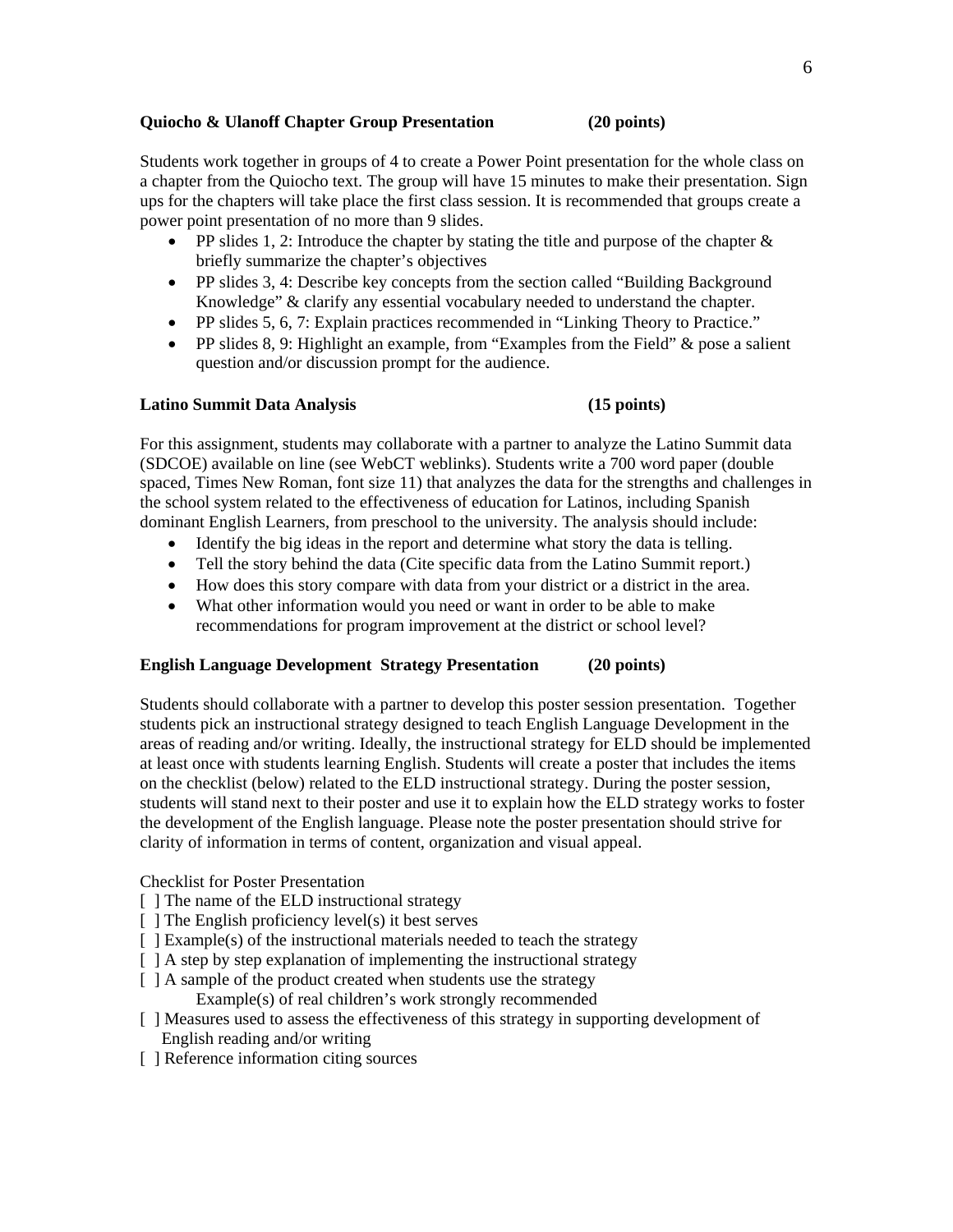**Quiocho & Ulanoff Chapter Group Presentation (20 points)**

Students work together in groups of 4 to create a Power Point presentation for the whole class on a chapter from the Quiocho text. The group will have 15 minutes to make their presentation. Sign ups for the chapters will take place the first class session. It is recommended that groups create a power point presentation of no more than 9 slides.

- PP slides 1, 2: Introduce the chapter by stating the title and purpose of the chapter & briefly summarize the chapter's objectives
- PP slides 3, 4: Describe key concepts from the section called "Building Background Knowledge" & clarify any essential vocabulary needed to understand the chapter.
- PP slides 5, 6, 7: Explain practices recommended in "Linking Theory to Practice."
- PP slides 8, 9: Highlight an example, from "Examples from the Field" & pose a salient question and/or discussion prompt for the audience.

**Latino Summit Data Analysis (15 points)**

For this assignment, students may collaborate with a partner to analyze the Latino Summit data (SDCOE) available on line (see WebCT weblinks). Students write a 700 word paper (double spaced, Times New Roman, font size 11) that analyzes the data for the strengths and challenges in the school system related to the effectiveness of education for Latinos, including Spanish dominant English Learners, from preschool to the university. The analysis should include:

- Identify the big ideas in the report and determine what story the data is telling.
- Tell the story behind the data (Cite specific data from the Latino Summit report.)
- How does this story compare with data from your district or a district in the area.
- What other information would you need or want in order to be able to make recommendations for program improvement at the district or school level?

**English Language Development Strategy Presentation (20 points)**

Students should collaborate with a partner to develop this poster session presentation. Together students pick an instructional strategy designed to teach English Language Development in the areas of reading and/or writing. Ideally, the instructional strategy for ELD should be implemented at least once with students learning English. Students will create a poster that includes the items on the checklist (below) related to the ELD instructional strategy. During the poster session, students will stand next to their poster and use it to explain how the ELD strategy works to foster the development of the English language. Please note the poster presentation should strive for clarity of information in terms of content, organization and visual appeal.

Checklist for Poster Presentation

[ ] The name of the ELD instructional strategy
[ ] The English proficiency level(s) it best serves
[ ] Example(s) of the instructional materials needed to teach the strategy
[ ] A step by step explanation of implementing the instructional strategy
[ ] A sample of the product created when students use the strategy
    Example(s) of real children's work strongly recommended
[ ] Measures used to assess the effectiveness of this strategy in supporting development of English reading and/or writing
[ ] Reference information citing sources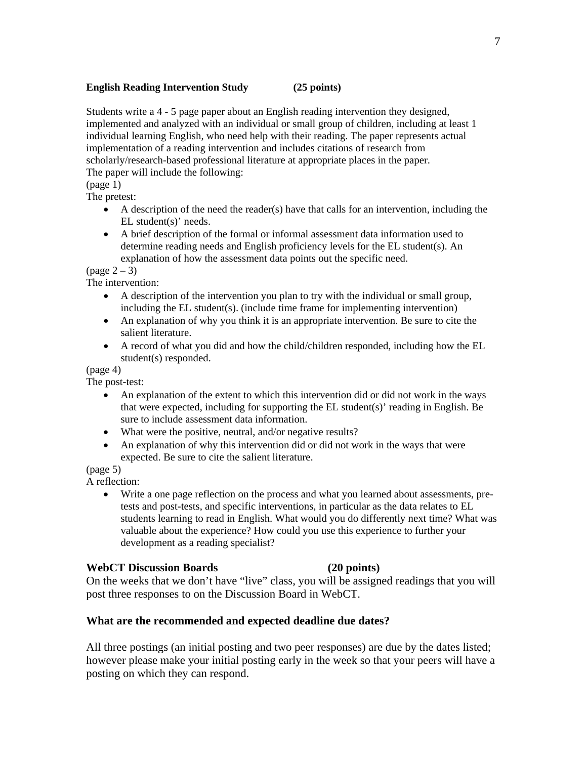**English Reading Intervention Study (25 points)**

Students write a 4 - 5 page paper about an English reading intervention they designed, implemented and analyzed with an individual or small group of children, including at least 1 individual learning English, who need help with their reading. The paper represents actual implementation of a reading intervention and includes citations of research from scholarly/research-based professional literature at appropriate places in the paper.
The paper will include the following:

(page 1)
The pretest:

- A description of the need the reader(s) have that calls for an intervention, including the EL student(s)' needs.
- A brief description of the formal or informal assessment data information used to determine reading needs and English proficiency levels for the EL student(s). An explanation of how the assessment data points out the specific need.

(page 2 – 3)
The intervention:

- A description of the intervention you plan to try with the individual or small group, including the EL student(s). (include time frame for implementing intervention)
- An explanation of why you think it is an appropriate intervention. Be sure to cite the salient literature.
- A record of what you did and how the child/children responded, including how the EL student(s) responded.

(page 4)
The post-test:

- An explanation of the extent to which this intervention did or did not work in the ways that were expected, including for supporting the EL student(s)' reading in English. Be sure to include assessment data information.
- What were the positive, neutral, and/or negative results?
- An explanation of why this intervention did or did not work in the ways that were expected. Be sure to cite the salient literature.

(page 5)
A reflection:

- Write a one page reflection on the process and what you learned about assessments, pre-tests and post-tests, and specific interventions, in particular as the data relates to EL students learning to read in English. What would you do differently next time? What was valuable about the experience? How could you use this experience to further your development as a reading specialist?

**WebCT Discussion Boards (20 points)**

On the weeks that we don't have "live" class, you will be assigned readings that you will post three responses to on the Discussion Board in WebCT.

**What are the recommended and expected deadline due dates?**

All three postings (an initial posting and two peer responses) are due by the dates listed; however please make your initial posting early in the week so that your peers will have a posting on which they can respond.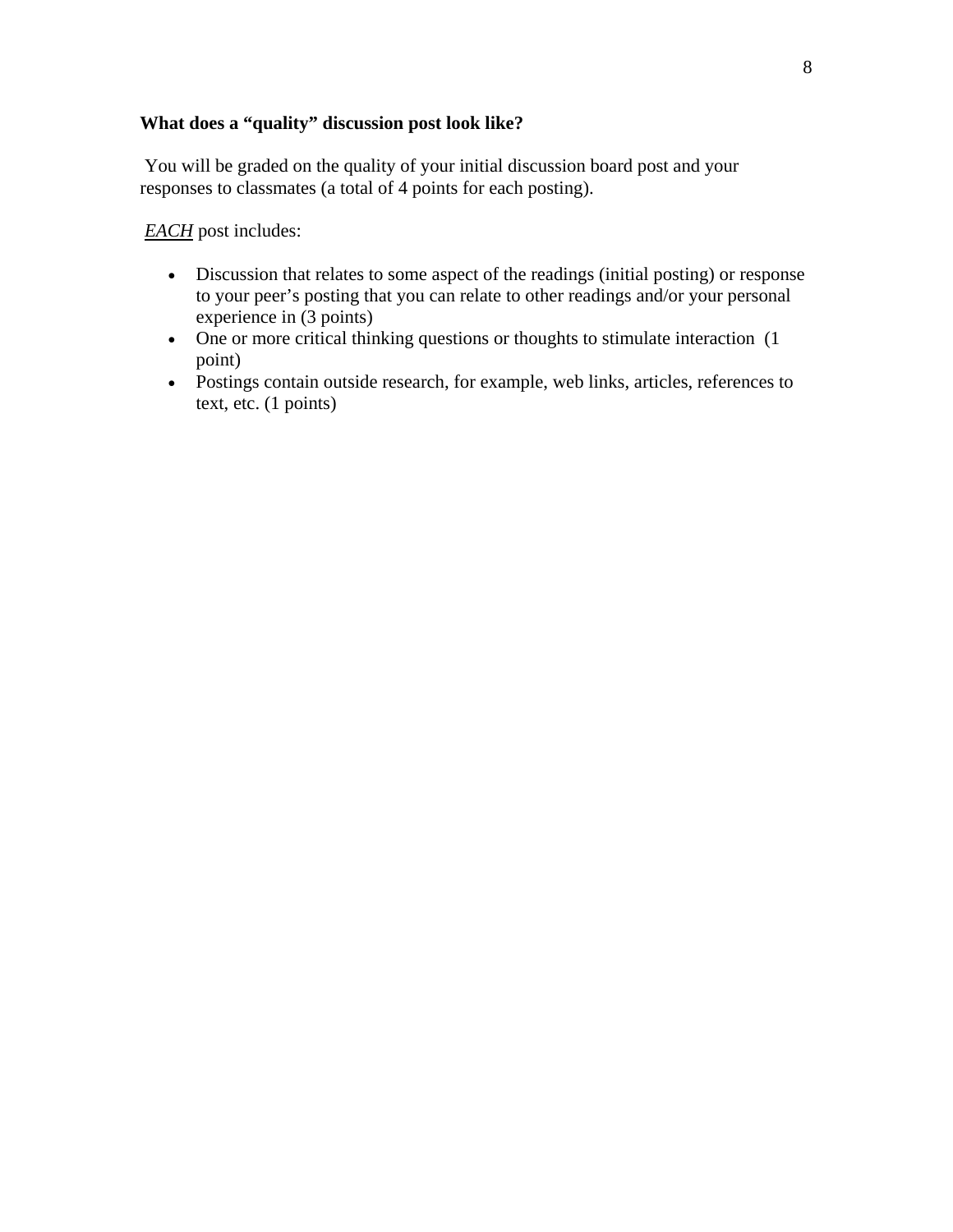**What does a “quality” discussion post look like?**

You will be graded on the quality of your initial discussion board post and your responses to classmates (a total of 4 points for each posting).

***EACH*** post includes:

- Discussion that relates to some aspect of the readings (initial posting) or response to your peer’s posting that you can relate to other readings and/or your personal experience in (3 points)
- One or more critical thinking questions or thoughts to stimulate interaction (1 point)
- Postings contain outside research, for example, web links, articles, references to text, etc. (1 points)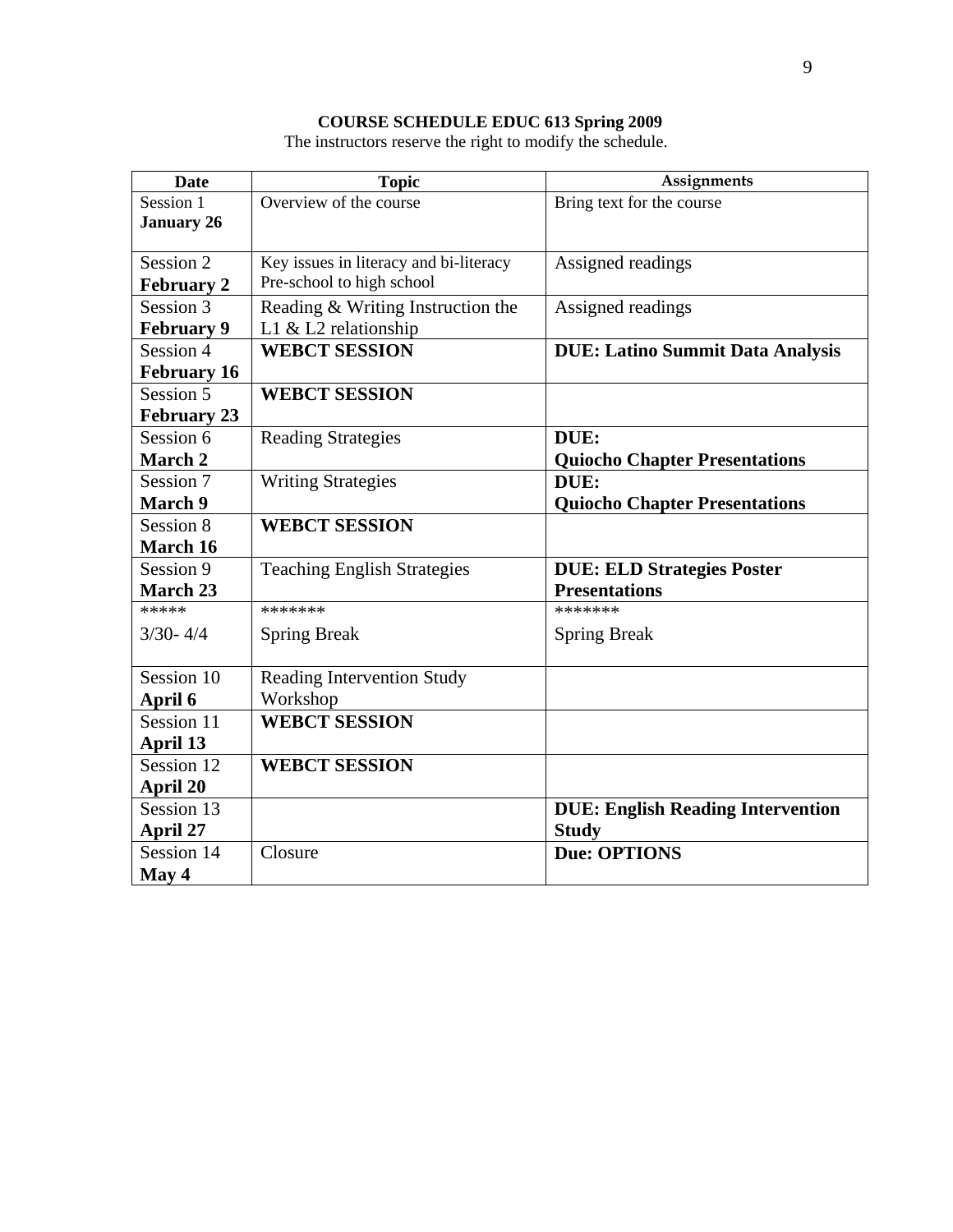**COURSE SCHEDULE EDUC 613 Spring 2009**

The instructors reserve the right to modify the schedule.

| Date | Topic | Assignments |
|---|---|---|
| Session 1 **January 26** | Overview of the course | Bring text for the course |
| Session 2 **February 2** | Key issues in literacy and bi-literacy Pre-school to high school | Assigned readings |
| Session 3 **February 9** | Reading & Writing Instruction the L1 & L2 relationship | Assigned readings |
| Session 4 **February 16** | **WEBCT SESSION** | **DUE: Latino Summit Data Analysis** |
| Session 5 **February 23** | **WEBCT SESSION** | |
| Session 6 **March 2** | Reading Strategies | **DUE: Quiocho Chapter Presentations** |
| Session 7 **March 9** | Writing Strategies | **DUE: Quiocho Chapter Presentations** |
| Session 8 **March 16** | **WEBCT SESSION** | |
| Session 9 **March 23** | Teaching English Strategies | **DUE: ELD Strategies Poster Presentations** |
| ***** 3/30- 4/4 | ******* Spring Break | ******* Spring Break |
| Session 10 **April 6** | Reading Intervention Study Workshop | |
| Session 11 **April 13** | **WEBCT SESSION** | |
| Session 12 **April 20** | **WEBCT SESSION** | |
| Session 13 **April 27** | | **DUE: English Reading Intervention Study** |
| Session 14 **May 4** | Closure | **Due: OPTIONS** |